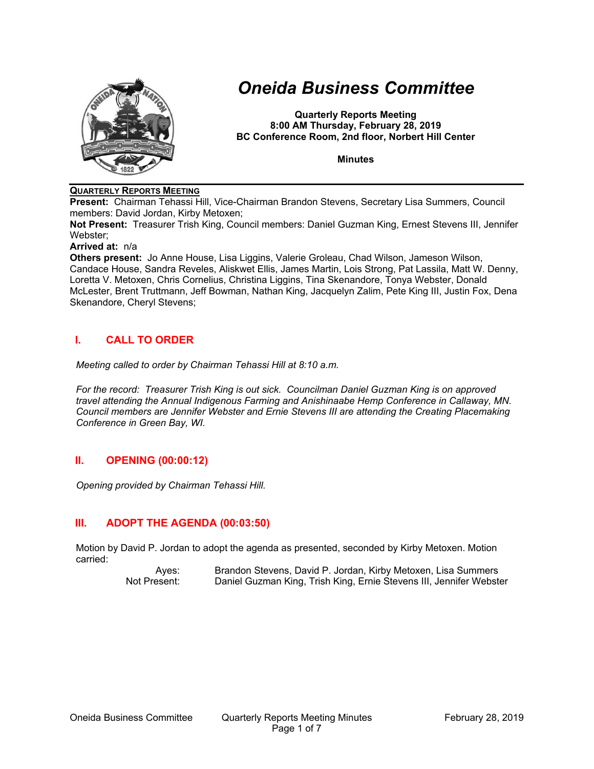# Oneida Business Committee

**Quarterly Reports Meeting**
**8:00 AM Thursday, February 28, 2019**
**BC Conference Room, 2nd floor, Norbert Hill Center**

**Minutes**

**QUARTERLY REPORTS MEETING**

**Present:** Chairman Tehassi Hill, Vice-Chairman Brandon Stevens, Secretary Lisa Summers, Council members: David Jordan, Kirby Metoxen;

**Not Present:** Treasurer Trish King, Council members: Daniel Guzman King, Ernest Stevens III, Jennifer Webster;

**Arrived at:** n/a

**Others present:** Jo Anne House, Lisa Liggins, Valerie Groleau, Chad Wilson, Jameson Wilson, Candace House, Sandra Reveles, Aliskwet Ellis, James Martin, Lois Strong, Pat Lassila, Matt W. Denny, Loretta V. Metoxen, Chris Cornelius, Christina Liggins, Tina Skenandore, Tonya Webster, Donald McLester, Brent Truttmann, Jeff Bowman, Nathan King, Jacquelyn Zalim, Pete King III, Justin Fox, Dena Skenandore, Cheryl Stevens;

## I. CALL TO ORDER

*Meeting called to order by Chairman Tehassi Hill at 8:10 a.m.*

*For the record: Treasurer Trish King is out sick. Councilman Daniel Guzman King is on approved travel attending the Annual Indigenous Farming and Anishinaabe Hemp Conference in Callaway, MN. Council members are Jennifer Webster and Ernie Stevens III are attending the Creating Placemaking Conference in Green Bay, WI.*

## II. OPENING (00:00:12)

*Opening provided by Chairman Tehassi Hill.*

## III. ADOPT THE AGENDA (00:03:50)

Motion by David P. Jordan to adopt the agenda as presented, seconded by Kirby Metoxen. Motion carried:

| | |
|---|---|
| Ayes: | Brandon Stevens, David P. Jordan, Kirby Metoxen, Lisa Summers |
| Not Present: | Daniel Guzman King, Trish King, Ernie Stevens III, Jennifer Webster |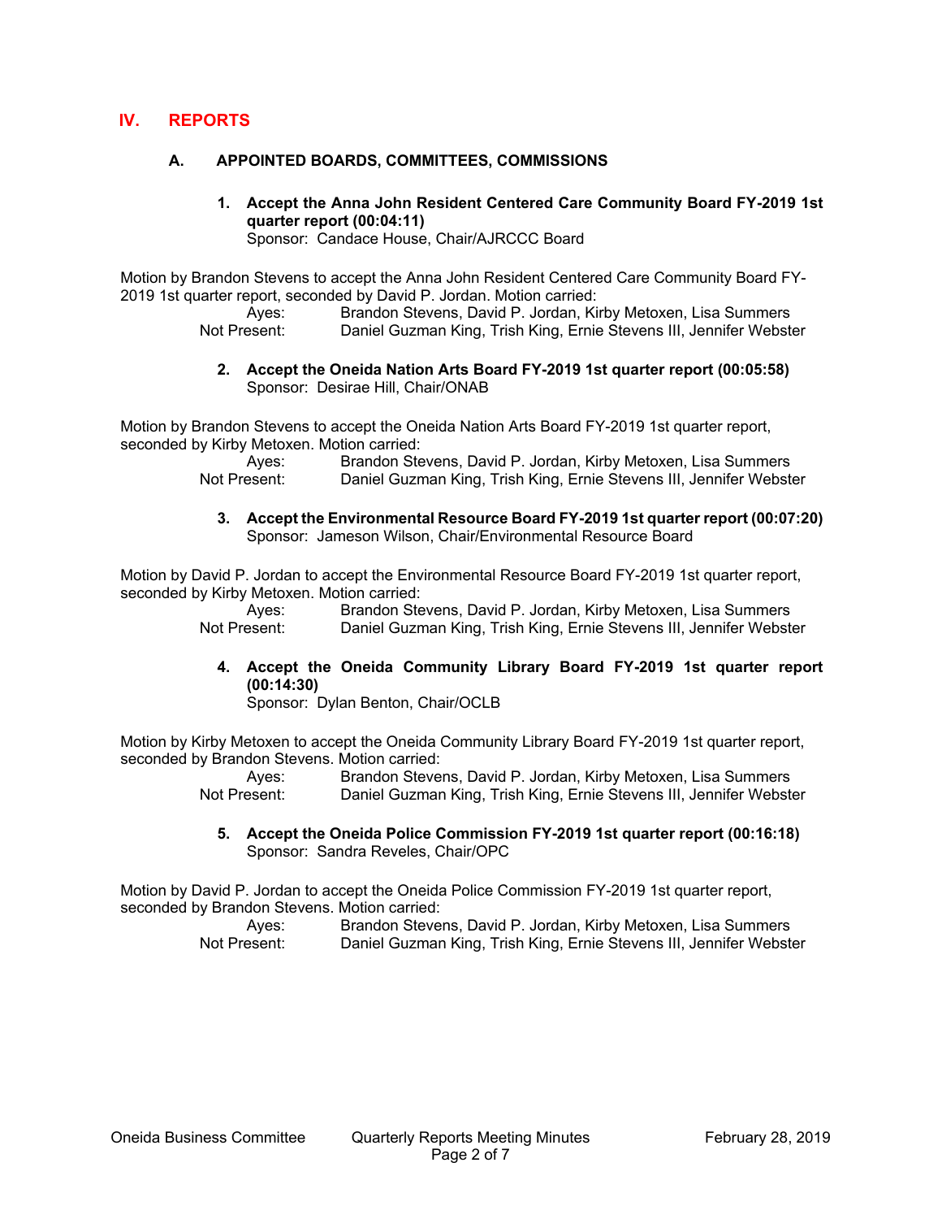# IV. REPORTS

## A. APPOINTED BOARDS, COMMITTEES, COMMISSIONS

**1. Accept the Anna John Resident Centered Care Community Board FY-2019 1st quarter report (00:04:11)**
Sponsor: Candace House, Chair/AJRCCC Board

Motion by Brandon Stevens to accept the Anna John Resident Centered Care Community Board FY-2019 1st quarter report, seconded by David P. Jordan. Motion carried:

Ayes: Brandon Stevens, David P. Jordan, Kirby Metoxen, Lisa Summers
Not Present: Daniel Guzman King, Trish King, Ernie Stevens III, Jennifer Webster

**2. Accept the Oneida Nation Arts Board FY-2019 1st quarter report (00:05:58)**
Sponsor: Desirae Hill, Chair/ONAB

Motion by Brandon Stevens to accept the Oneida Nation Arts Board FY-2019 1st quarter report, seconded by Kirby Metoxen. Motion carried:

Ayes: Brandon Stevens, David P. Jordan, Kirby Metoxen, Lisa Summers
Not Present: Daniel Guzman King, Trish King, Ernie Stevens III, Jennifer Webster

**3. Accept the Environmental Resource Board FY-2019 1st quarter report (00:07:20)**
Sponsor: Jameson Wilson, Chair/Environmental Resource Board

Motion by David P. Jordan to accept the Environmental Resource Board FY-2019 1st quarter report, seconded by Kirby Metoxen. Motion carried:

Ayes: Brandon Stevens, David P. Jordan, Kirby Metoxen, Lisa Summers
Not Present: Daniel Guzman King, Trish King, Ernie Stevens III, Jennifer Webster

**4. Accept the Oneida Community Library Board FY-2019 1st quarter report (00:14:30)**
Sponsor: Dylan Benton, Chair/OCLB

Motion by Kirby Metoxen to accept the Oneida Community Library Board FY-2019 1st quarter report, seconded by Brandon Stevens. Motion carried:

Ayes: Brandon Stevens, David P. Jordan, Kirby Metoxen, Lisa Summers
Not Present: Daniel Guzman King, Trish King, Ernie Stevens III, Jennifer Webster

**5. Accept the Oneida Police Commission FY-2019 1st quarter report (00:16:18)**
Sponsor: Sandra Reveles, Chair/OPC

Motion by David P. Jordan to accept the Oneida Police Commission FY-2019 1st quarter report, seconded by Brandon Stevens. Motion carried:

Ayes: Brandon Stevens, David P. Jordan, Kirby Metoxen, Lisa Summers
Not Present: Daniel Guzman King, Trish King, Ernie Stevens III, Jennifer Webster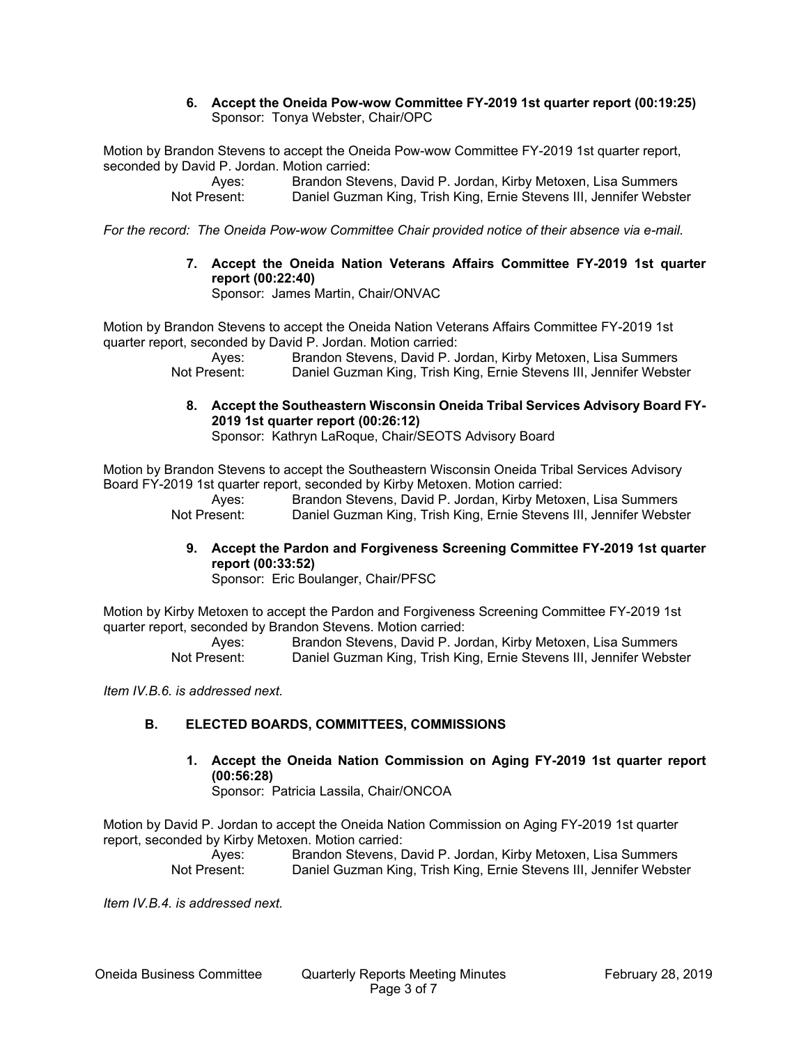6. **Accept the Oneida Pow-wow Committee FY-2019 1st quarter report (00:19:25)**
   Sponsor: Tonya Webster, Chair/OPC

Motion by Brandon Stevens to accept the Oneida Pow-wow Committee FY-2019 1st quarter report, seconded by David P. Jordan. Motion carried:

Ayes: Brandon Stevens, David P. Jordan, Kirby Metoxen, Lisa Summers
Not Present: Daniel Guzman King, Trish King, Ernie Stevens III, Jennifer Webster

*For the record: The Oneida Pow-wow Committee Chair provided notice of their absence via e-mail.*

7. **Accept the Oneida Nation Veterans Affairs Committee FY-2019 1st quarter report (00:22:40)**
   Sponsor: James Martin, Chair/ONVAC

Motion by Brandon Stevens to accept the Oneida Nation Veterans Affairs Committee FY-2019 1st quarter report, seconded by David P. Jordan. Motion carried:

Ayes: Brandon Stevens, David P. Jordan, Kirby Metoxen, Lisa Summers
Not Present: Daniel Guzman King, Trish King, Ernie Stevens III, Jennifer Webster

8. **Accept the Southeastern Wisconsin Oneida Tribal Services Advisory Board FY-2019 1st quarter report (00:26:12)**
   Sponsor: Kathryn LaRoque, Chair/SEOTS Advisory Board

Motion by Brandon Stevens to accept the Southeastern Wisconsin Oneida Tribal Services Advisory Board FY-2019 1st quarter report, seconded by Kirby Metoxen. Motion carried:

Ayes: Brandon Stevens, David P. Jordan, Kirby Metoxen, Lisa Summers
Not Present: Daniel Guzman King, Trish King, Ernie Stevens III, Jennifer Webster

9. **Accept the Pardon and Forgiveness Screening Committee FY-2019 1st quarter report (00:33:52)**
   Sponsor: Eric Boulanger, Chair/PFSC

Motion by Kirby Metoxen to accept the Pardon and Forgiveness Screening Committee FY-2019 1st quarter report, seconded by Brandon Stevens. Motion carried:

Ayes: Brandon Stevens, David P. Jordan, Kirby Metoxen, Lisa Summers
Not Present: Daniel Guzman King, Trish King, Ernie Stevens III, Jennifer Webster

*Item IV.B.6. is addressed next.*

## B. ELECTED BOARDS, COMMITTEES, COMMISSIONS

1. **Accept the Oneida Nation Commission on Aging FY-2019 1st quarter report (00:56:28)**
   Sponsor: Patricia Lassila, Chair/ONCOA

Motion by David P. Jordan to accept the Oneida Nation Commission on Aging FY-2019 1st quarter report, seconded by Kirby Metoxen. Motion carried:

Ayes: Brandon Stevens, David P. Jordan, Kirby Metoxen, Lisa Summers
Not Present: Daniel Guzman King, Trish King, Ernie Stevens III, Jennifer Webster

*Item IV.B.4. is addressed next.*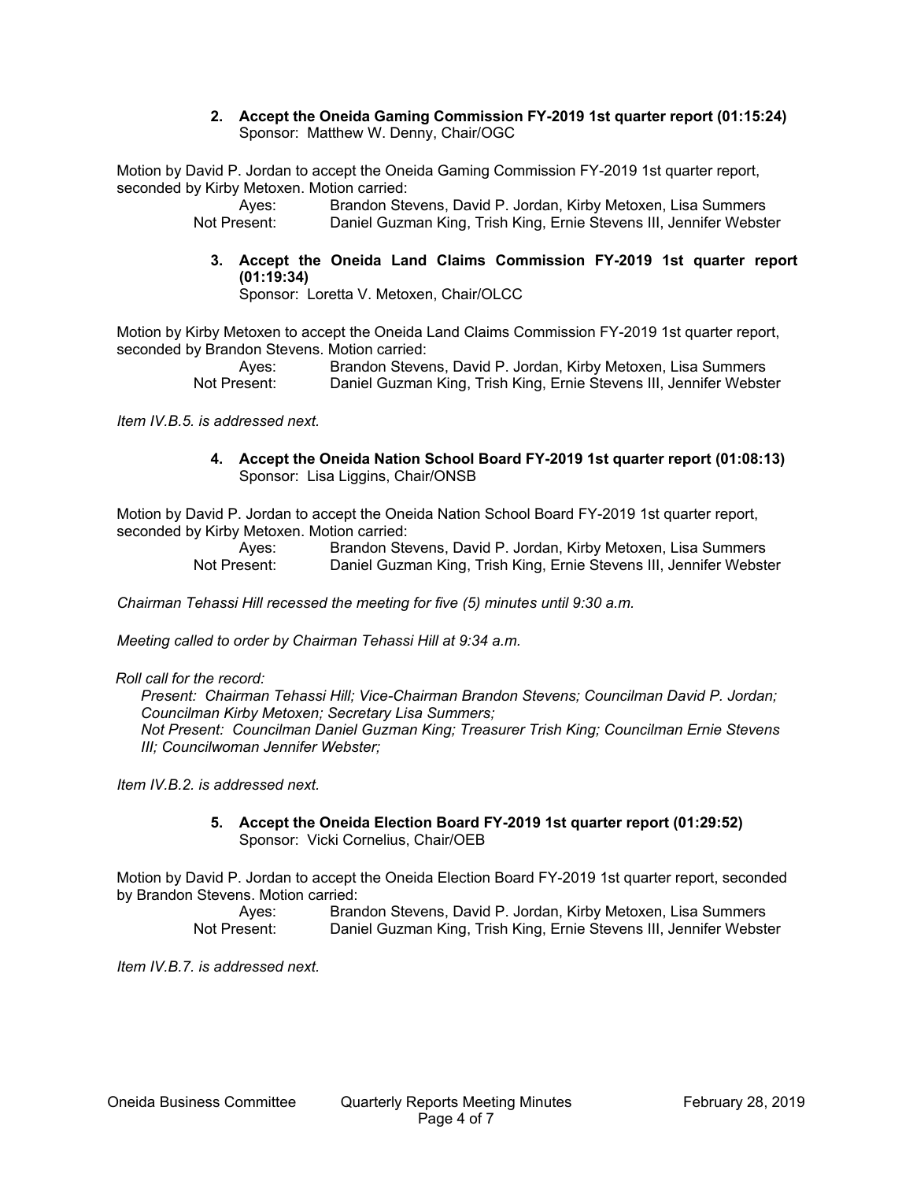**2. Accept the Oneida Gaming Commission FY-2019 1st quarter report (01:15:24)**
Sponsor: Matthew W. Denny, Chair/OGC

Motion by David P. Jordan to accept the Oneida Gaming Commission FY-2019 1st quarter report, seconded by Kirby Metoxen. Motion carried:

Ayes: Brandon Stevens, David P. Jordan, Kirby Metoxen, Lisa Summers
Not Present: Daniel Guzman King, Trish King, Ernie Stevens III, Jennifer Webster

**3. Accept the Oneida Land Claims Commission FY-2019 1st quarter report (01:19:34)**
Sponsor: Loretta V. Metoxen, Chair/OLCC

Motion by Kirby Metoxen to accept the Oneida Land Claims Commission FY-2019 1st quarter report, seconded by Brandon Stevens. Motion carried:

Ayes: Brandon Stevens, David P. Jordan, Kirby Metoxen, Lisa Summers
Not Present: Daniel Guzman King, Trish King, Ernie Stevens III, Jennifer Webster

*Item IV.B.5. is addressed next.*

**4. Accept the Oneida Nation School Board FY-2019 1st quarter report (01:08:13)**
Sponsor: Lisa Liggins, Chair/ONSB

Motion by David P. Jordan to accept the Oneida Nation School Board FY-2019 1st quarter report, seconded by Kirby Metoxen. Motion carried:

Ayes: Brandon Stevens, David P. Jordan, Kirby Metoxen, Lisa Summers
Not Present: Daniel Guzman King, Trish King, Ernie Stevens III, Jennifer Webster

*Chairman Tehassi Hill recessed the meeting for five (5) minutes until 9:30 a.m.*

*Meeting called to order by Chairman Tehassi Hill at 9:34 a.m.*

*Roll call for the record:*
*Present: Chairman Tehassi Hill; Vice-Chairman Brandon Stevens; Councilman David P. Jordan; Councilman Kirby Metoxen; Secretary Lisa Summers;*
*Not Present: Councilman Daniel Guzman King; Treasurer Trish King; Councilman Ernie Stevens III; Councilwoman Jennifer Webster;*

*Item IV.B.2. is addressed next.*

**5. Accept the Oneida Election Board FY-2019 1st quarter report (01:29:52)**
Sponsor: Vicki Cornelius, Chair/OEB

Motion by David P. Jordan to accept the Oneida Election Board FY-2019 1st quarter report, seconded by Brandon Stevens. Motion carried:

Ayes: Brandon Stevens, David P. Jordan, Kirby Metoxen, Lisa Summers
Not Present: Daniel Guzman King, Trish King, Ernie Stevens III, Jennifer Webster

*Item IV.B.7. is addressed next.*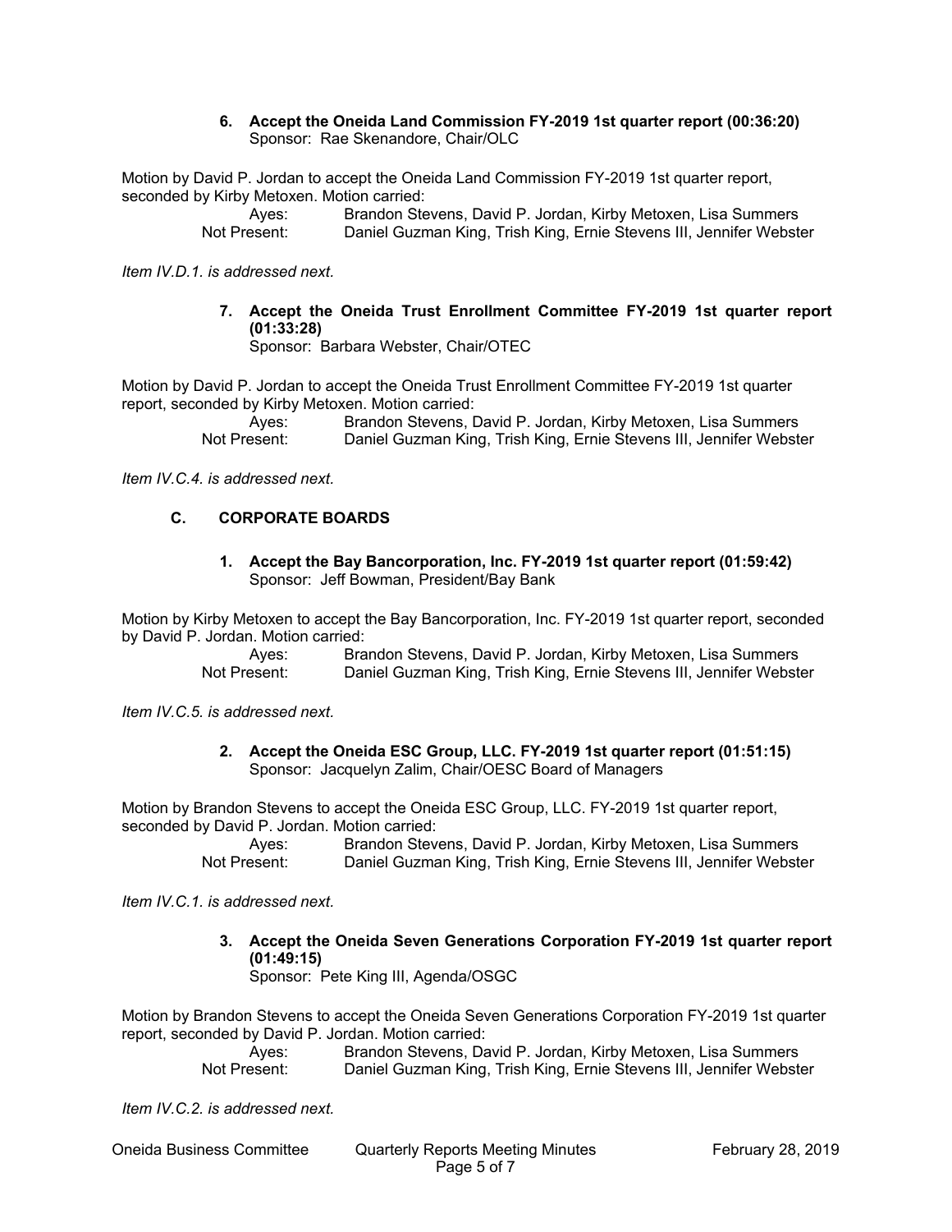**6. Accept the Oneida Land Commission FY-2019 1st quarter report (00:36:20)**
Sponsor: Rae Skenandore, Chair/OLC

Motion by David P. Jordan to accept the Oneida Land Commission FY-2019 1st quarter report, seconded by Kirby Metoxen. Motion carried:

Ayes: Brandon Stevens, David P. Jordan, Kirby Metoxen, Lisa Summers
Not Present: Daniel Guzman King, Trish King, Ernie Stevens III, Jennifer Webster

*Item IV.D.1. is addressed next.*

**7. Accept the Oneida Trust Enrollment Committee FY-2019 1st quarter report (01:33:28)**
Sponsor: Barbara Webster, Chair/OTEC

Motion by David P. Jordan to accept the Oneida Trust Enrollment Committee FY-2019 1st quarter report, seconded by Kirby Metoxen. Motion carried:

Ayes: Brandon Stevens, David P. Jordan, Kirby Metoxen, Lisa Summers
Not Present: Daniel Guzman King, Trish King, Ernie Stevens III, Jennifer Webster

*Item IV.C.4. is addressed next.*

## C. CORPORATE BOARDS

**1. Accept the Bay Bancorporation, Inc. FY-2019 1st quarter report (01:59:42)**
Sponsor: Jeff Bowman, President/Bay Bank

Motion by Kirby Metoxen to accept the Bay Bancorporation, Inc. FY-2019 1st quarter report, seconded by David P. Jordan. Motion carried:

Ayes: Brandon Stevens, David P. Jordan, Kirby Metoxen, Lisa Summers
Not Present: Daniel Guzman King, Trish King, Ernie Stevens III, Jennifer Webster

*Item IV.C.5. is addressed next.*

**2. Accept the Oneida ESC Group, LLC. FY-2019 1st quarter report (01:51:15)**
Sponsor: Jacquelyn Zalim, Chair/OESC Board of Managers

Motion by Brandon Stevens to accept the Oneida ESC Group, LLC. FY-2019 1st quarter report, seconded by David P. Jordan. Motion carried:

Ayes: Brandon Stevens, David P. Jordan, Kirby Metoxen, Lisa Summers
Not Present: Daniel Guzman King, Trish King, Ernie Stevens III, Jennifer Webster

*Item IV.C.1. is addressed next.*

**3. Accept the Oneida Seven Generations Corporation FY-2019 1st quarter report (01:49:15)**
Sponsor: Pete King III, Agenda/OSGC

Motion by Brandon Stevens to accept the Oneida Seven Generations Corporation FY-2019 1st quarter report, seconded by David P. Jordan. Motion carried:

Ayes: Brandon Stevens, David P. Jordan, Kirby Metoxen, Lisa Summers
Not Present: Daniel Guzman King, Trish King, Ernie Stevens III, Jennifer Webster

*Item IV.C.2. is addressed next.*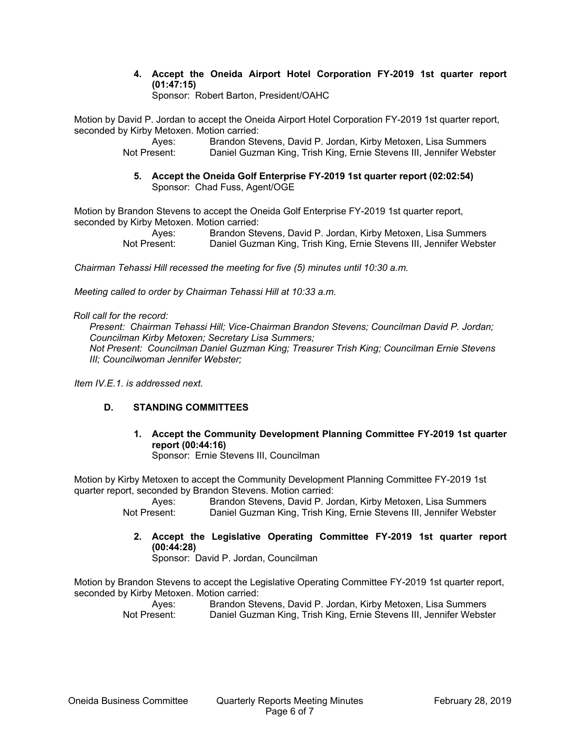**4. Accept the Oneida Airport Hotel Corporation FY-2019 1st quarter report (01:47:15)**
Sponsor: Robert Barton, President/OAHC

Motion by David P. Jordan to accept the Oneida Airport Hotel Corporation FY-2019 1st quarter report, seconded by Kirby Metoxen. Motion carried:

Ayes: Brandon Stevens, David P. Jordan, Kirby Metoxen, Lisa Summers
Not Present: Daniel Guzman King, Trish King, Ernie Stevens III, Jennifer Webster

**5. Accept the Oneida Golf Enterprise FY-2019 1st quarter report (02:02:54)**
Sponsor: Chad Fuss, Agent/OGE

Motion by Brandon Stevens to accept the Oneida Golf Enterprise FY-2019 1st quarter report, seconded by Kirby Metoxen. Motion carried:

Ayes: Brandon Stevens, David P. Jordan, Kirby Metoxen, Lisa Summers
Not Present: Daniel Guzman King, Trish King, Ernie Stevens III, Jennifer Webster

*Chairman Tehassi Hill recessed the meeting for five (5) minutes until 10:30 a.m.*

*Meeting called to order by Chairman Tehassi Hill at 10:33 a.m.*

*Roll call for the record:*

*Present: Chairman Tehassi Hill; Vice-Chairman Brandon Stevens; Councilman David P. Jordan; Councilman Kirby Metoxen; Secretary Lisa Summers;*
*Not Present: Councilman Daniel Guzman King; Treasurer Trish King; Councilman Ernie Stevens III; Councilwoman Jennifer Webster;*

*Item IV.E.1. is addressed next.*

### D. STANDING COMMITTEES

**1. Accept the Community Development Planning Committee FY-2019 1st quarter report (00:44:16)**
Sponsor: Ernie Stevens III, Councilman

Motion by Kirby Metoxen to accept the Community Development Planning Committee FY-2019 1st quarter report, seconded by Brandon Stevens. Motion carried:

Ayes: Brandon Stevens, David P. Jordan, Kirby Metoxen, Lisa Summers
Not Present: Daniel Guzman King, Trish King, Ernie Stevens III, Jennifer Webster

**2. Accept the Legislative Operating Committee FY-2019 1st quarter report (00:44:28)**
Sponsor: David P. Jordan, Councilman

Motion by Brandon Stevens to accept the Legislative Operating Committee FY-2019 1st quarter report, seconded by Kirby Metoxen. Motion carried:

Ayes: Brandon Stevens, David P. Jordan, Kirby Metoxen, Lisa Summers
Not Present: Daniel Guzman King, Trish King, Ernie Stevens III, Jennifer Webster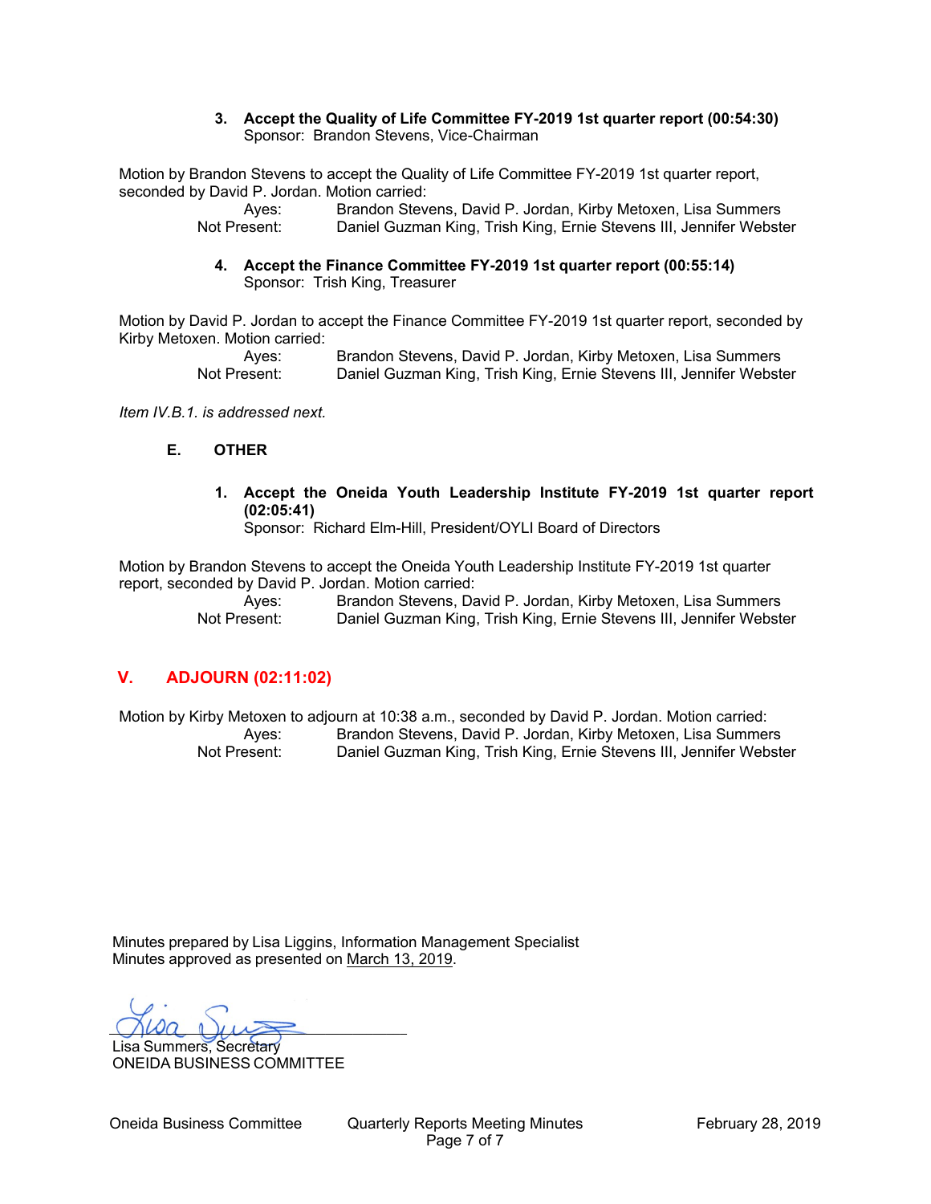**3. Accept the Quality of Life Committee FY-2019 1st quarter report (00:54:30)**
Sponsor: Brandon Stevens, Vice-Chairman

Motion by Brandon Stevens to accept the Quality of Life Committee FY-2019 1st quarter report, seconded by David P. Jordan. Motion carried:

| | |
|---|---|
| Ayes: | Brandon Stevens, David P. Jordan, Kirby Metoxen, Lisa Summers |
| Not Present: | Daniel Guzman King, Trish King, Ernie Stevens III, Jennifer Webster |

**4. Accept the Finance Committee FY-2019 1st quarter report (00:55:14)**
Sponsor: Trish King, Treasurer

Motion by David P. Jordan to accept the Finance Committee FY-2019 1st quarter report, seconded by Kirby Metoxen. Motion carried:

| | |
|---|---|
| Ayes: | Brandon Stevens, David P. Jordan, Kirby Metoxen, Lisa Summers |
| Not Present: | Daniel Guzman King, Trish King, Ernie Stevens III, Jennifer Webster |

*Item IV.B.1. is addressed next.*

### E. OTHER

**1. Accept the Oneida Youth Leadership Institute FY-2019 1st quarter report (02:05:41)**
Sponsor: Richard Elm-Hill, President/OYLI Board of Directors

Motion by Brandon Stevens to accept the Oneida Youth Leadership Institute FY-2019 1st quarter report, seconded by David P. Jordan. Motion carried:

| | |
|---|---|
| Ayes: | Brandon Stevens, David P. Jordan, Kirby Metoxen, Lisa Summers |
| Not Present: | Daniel Guzman King, Trish King, Ernie Stevens III, Jennifer Webster |

## V. ADJOURN (02:11:02)

Motion by Kirby Metoxen to adjourn at 10:38 a.m., seconded by David P. Jordan. Motion carried:

| | |
|---|---|
| Ayes: | Brandon Stevens, David P. Jordan, Kirby Metoxen, Lisa Summers |
| Not Present: | Daniel Guzman King, Trish King, Ernie Stevens III, Jennifer Webster |

Minutes prepared by Lisa Liggins, Information Management Specialist
Minutes approved as presented on March 13, 2019.

Lisa Summers, Secretary
ONEIDA BUSINESS COMMITTEE